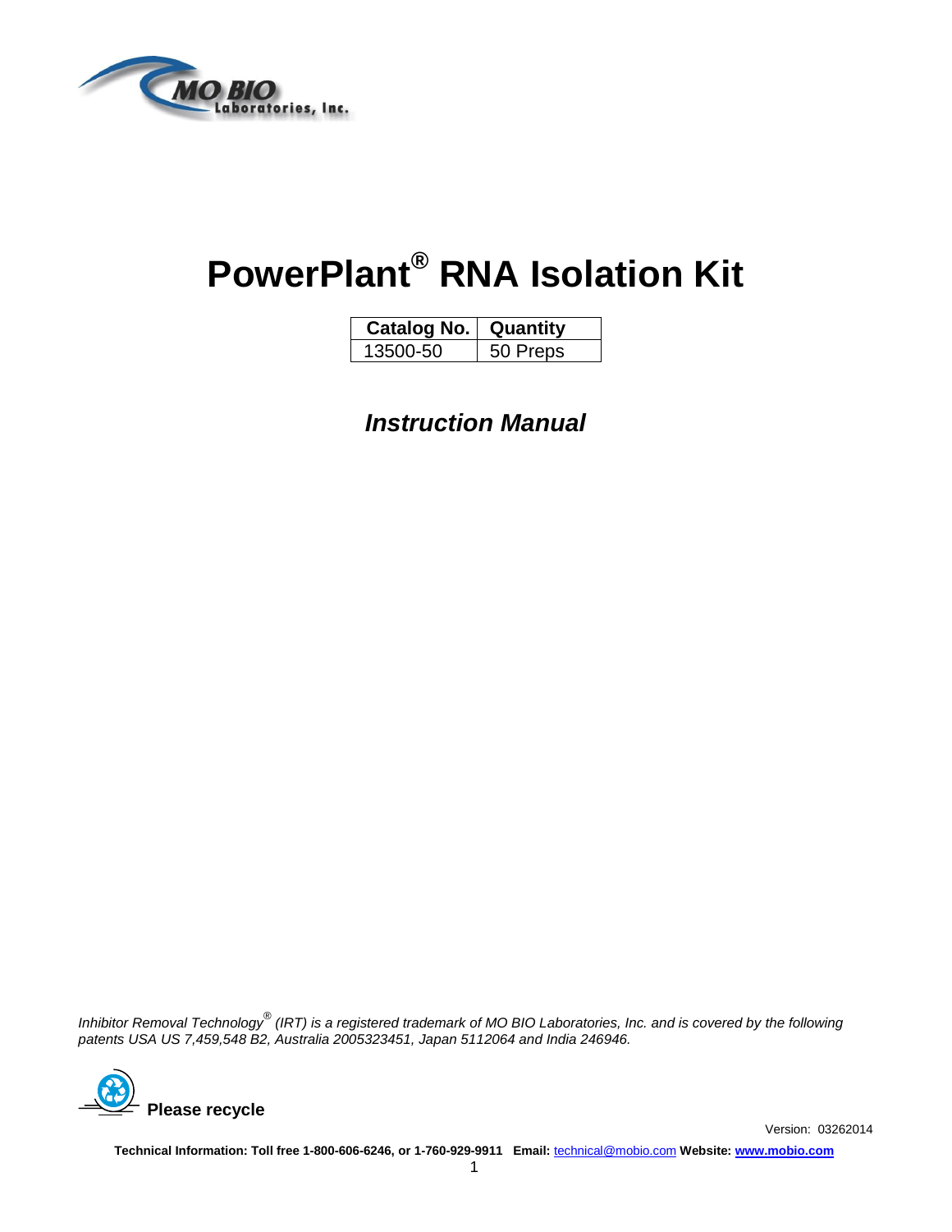MO BIO Laboratories, Inc.

# PowerPlant® RNA Isolation Kit

| Catalog No. | Quantity |
| --- | --- |
| 13500-50 | 50 Preps |

## *Instruction Manual*

*Inhibitor Removal Technology® (IRT) is a registered trademark of MO BIO Laboratories, Inc. and is covered by the following patents USA US 7,459,548 B2, Australia 2005323451, Japan 5112064 and India 246946.*

**Please recycle**

Version: 03262014

**Technical Information: Toll free 1-800-606-6246, or 1-760-929-9911 Email:** technical@mobio.com **Website:** **www.mobio.com**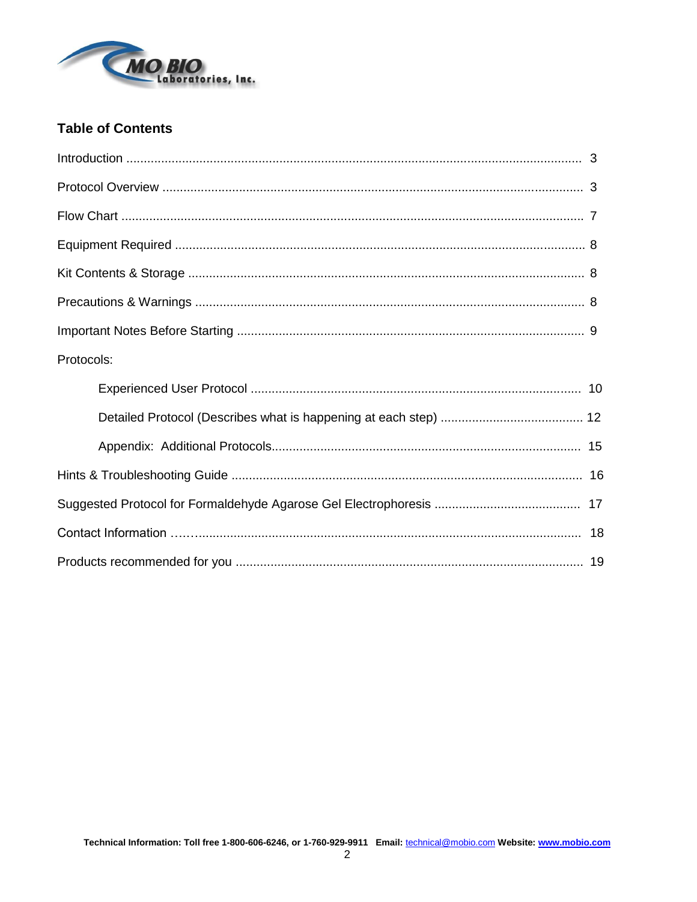## Table of Contents

| | |
|---|---|
| Introduction | 3 |
| Protocol Overview | 3 |
| Flow Chart | 7 |
| Equipment Required | 8 |
| Kit Contents & Storage | 8 |
| Precautions & Warnings | 8 |
| Important Notes Before Starting | 9 |
| Protocols: | |
| Experienced User Protocol | 10 |
| Detailed Protocol (Describes what is happening at each step) | 12 |
| Appendix: Additional Protocols | 15 |
| Hints & Troubleshooting Guide | 16 |
| Suggested Protocol for Formaldehyde Agarose Gel Electrophoresis | 17 |
| Contact Information | 18 |
| Products recommended for you | 19 |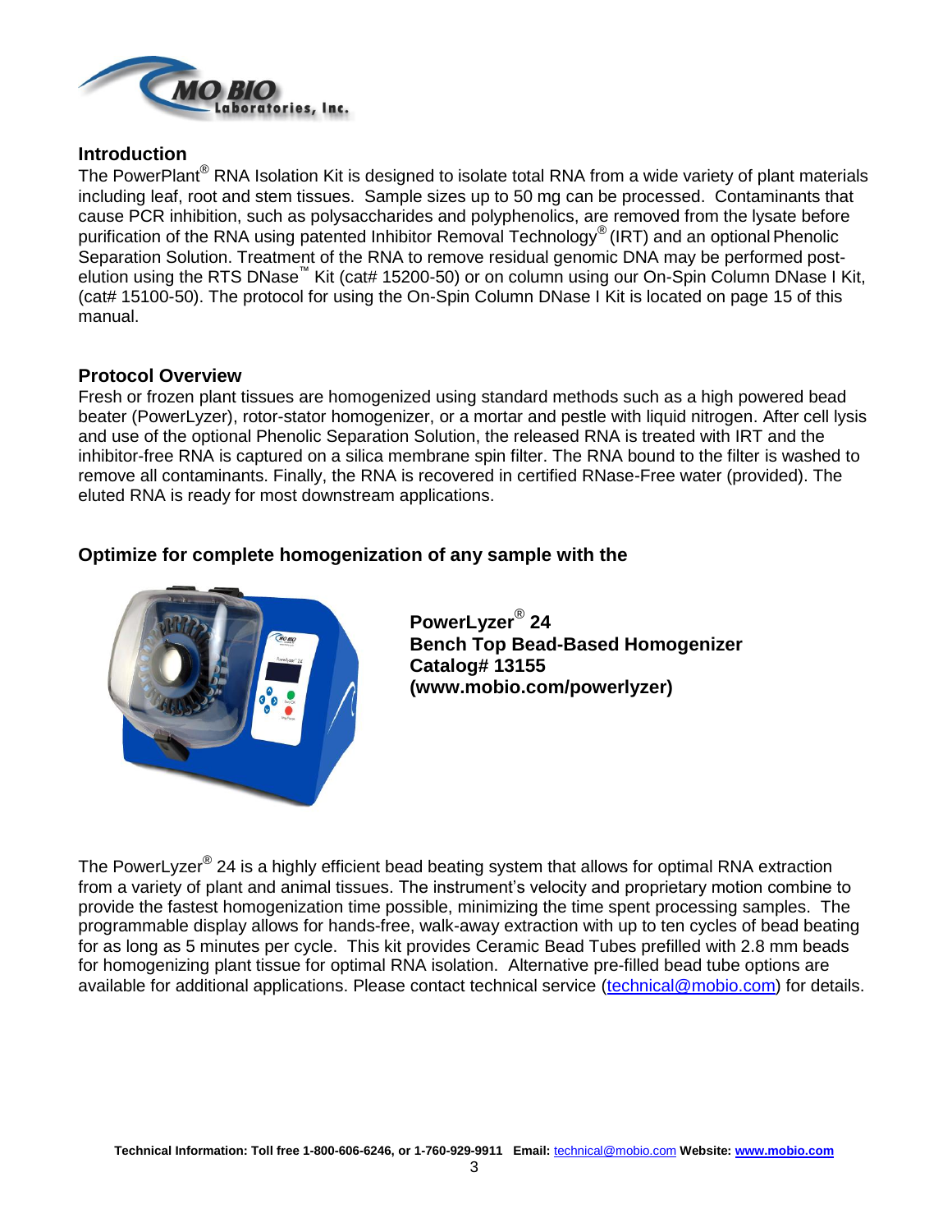## Introduction

The PowerPlant® RNA Isolation Kit is designed to isolate total RNA from a wide variety of plant materials including leaf, root and stem tissues. Sample sizes up to 50 mg can be processed. Contaminants that cause PCR inhibition, such as polysaccharides and polyphenolics, are removed from the lysate before purification of the RNA using patented Inhibitor Removal Technology® (IRT) and an optional Phenolic Separation Solution. Treatment of the RNA to remove residual genomic DNA may be performed post-elution using the RTS DNase™ Kit (cat# 15200-50) or on column using our On-Spin Column DNase I Kit, (cat# 15100-50). The protocol for using the On-Spin Column DNase I Kit is located on page 15 of this manual.

## Protocol Overview

Fresh or frozen plant tissues are homogenized using standard methods such as a high powered bead beater (PowerLyzer), rotor-stator homogenizer, or a mortar and pestle with liquid nitrogen. After cell lysis and use of the optional Phenolic Separation Solution, the released RNA is treated with IRT and the inhibitor-free RNA is captured on a silica membrane spin filter. The RNA bound to the filter is washed to remove all contaminants. Finally, the RNA is recovered in certified RNase-Free water (provided). The eluted RNA is ready for most downstream applications.

### Optimize for complete homogenization of any sample with the

**PowerLyzer® 24**
**Bench Top Bead-Based Homogenizer**
**Catalog# 13155**
**(www.mobio.com/powerlyzer)**

The PowerLyzer® 24 is a highly efficient bead beating system that allows for optimal RNA extraction from a variety of plant and animal tissues. The instrument's velocity and proprietary motion combine to provide the fastest homogenization time possible, minimizing the time spent processing samples. The programmable display allows for hands-free, walk-away extraction with up to ten cycles of bead beating for as long as 5 minutes per cycle. This kit provides Ceramic Bead Tubes prefilled with 2.8 mm beads for homogenizing plant tissue for optimal RNA isolation. Alternative pre-filled bead tube options are available for additional applications. Please contact technical service (technical@mobio.com) for details.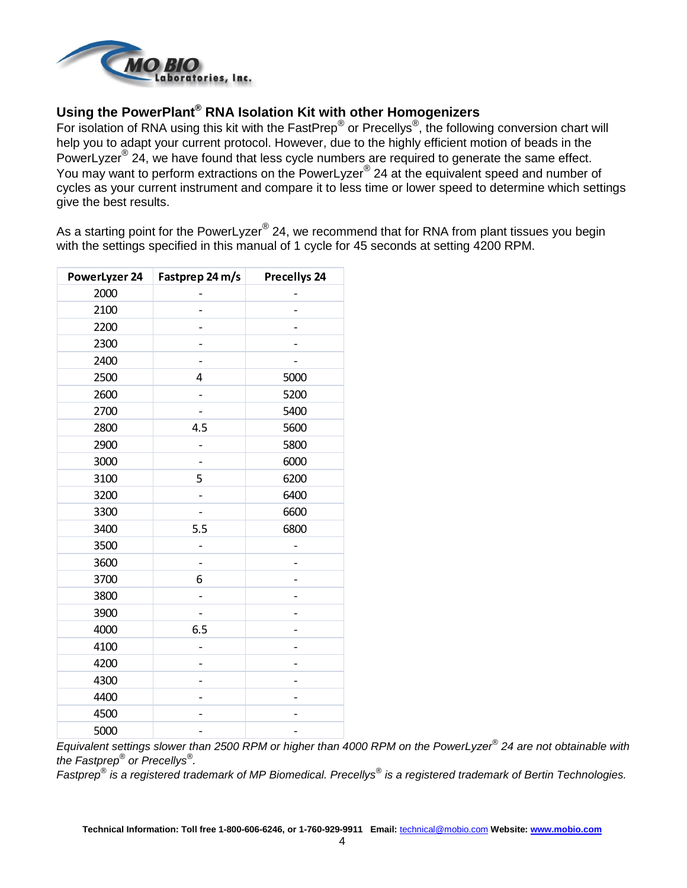## Using the PowerPlant® RNA Isolation Kit with other Homogenizers

For isolation of RNA using this kit with the FastPrep® or Precellys®, the following conversion chart will help you to adapt your current protocol. However, due to the highly efficient motion of beads in the PowerLyzer® 24, we have found that less cycle numbers are required to generate the same effect. You may want to perform extractions on the PowerLyzer® 24 at the equivalent speed and number of cycles as your current instrument and compare it to less time or lower speed to determine which settings give the best results.

As a starting point for the PowerLyzer® 24, we recommend that for RNA from plant tissues you begin with the settings specified in this manual of 1 cycle for 45 seconds at setting 4200 RPM.

| PowerLyzer 24 | Fastprep 24 m/s | Precellys 24 |
|---|---|---|
| 2000 | - | - |
| 2100 | - | - |
| 2200 | - | - |
| 2300 | - | - |
| 2400 | - | - |
| 2500 | 4 | 5000 |
| 2600 | - | 5200 |
| 2700 | - | 5400 |
| 2800 | 4.5 | 5600 |
| 2900 | - | 5800 |
| 3000 | - | 6000 |
| 3100 | 5 | 6200 |
| 3200 | - | 6400 |
| 3300 | - | 6600 |
| 3400 | 5.5 | 6800 |
| 3500 | - | - |
| 3600 | - | - |
| 3700 | 6 | - |
| 3800 | - | - |
| 3900 | - | - |
| 4000 | 6.5 | - |
| 4100 | - | - |
| 4200 | - | - |
| 4300 | - | - |
| 4400 | - | - |
| 4500 | - | - |
| 5000 | - | - |

*Equivalent settings slower than 2500 RPM or higher than 4000 RPM on the PowerLyzer® 24 are not obtainable with the Fastprep® or Precellys®.*

*Fastprep® is a registered trademark of MP Biomedical. Precellys® is a registered trademark of Bertin Technologies.*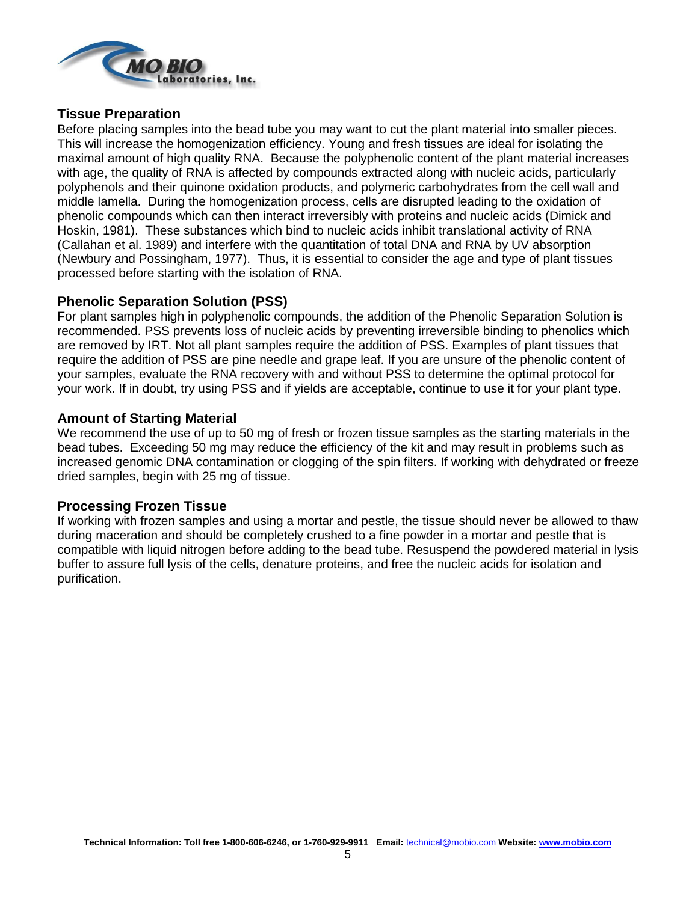## Tissue Preparation

Before placing samples into the bead tube you may want to cut the plant material into smaller pieces. This will increase the homogenization efficiency. Young and fresh tissues are ideal for isolating the maximal amount of high quality RNA. Because the polyphenolic content of the plant material increases with age, the quality of RNA is affected by compounds extracted along with nucleic acids, particularly polyphenols and their quinone oxidation products, and polymeric carbohydrates from the cell wall and middle lamella. During the homogenization process, cells are disrupted leading to the oxidation of phenolic compounds which can then interact irreversibly with proteins and nucleic acids (Dimick and Hoskin, 1981). These substances which bind to nucleic acids inhibit translational activity of RNA (Callahan et al. 1989) and interfere with the quantitation of total DNA and RNA by UV absorption (Newbury and Possingham, 1977). Thus, it is essential to consider the age and type of plant tissues processed before starting with the isolation of RNA.

## Phenolic Separation Solution (PSS)

For plant samples high in polyphenolic compounds, the addition of the Phenolic Separation Solution is recommended. PSS prevents loss of nucleic acids by preventing irreversible binding to phenolics which are removed by IRT. Not all plant samples require the addition of PSS. Examples of plant tissues that require the addition of PSS are pine needle and grape leaf. If you are unsure of the phenolic content of your samples, evaluate the RNA recovery with and without PSS to determine the optimal protocol for your work. If in doubt, try using PSS and if yields are acceptable, continue to use it for your plant type.

## Amount of Starting Material

We recommend the use of up to 50 mg of fresh or frozen tissue samples as the starting materials in the bead tubes. Exceeding 50 mg may reduce the efficiency of the kit and may result in problems such as increased genomic DNA contamination or clogging of the spin filters. If working with dehydrated or freeze dried samples, begin with 25 mg of tissue.

## Processing Frozen Tissue

If working with frozen samples and using a mortar and pestle, the tissue should never be allowed to thaw during maceration and should be completely crushed to a fine powder in a mortar and pestle that is compatible with liquid nitrogen before adding to the bead tube. Resuspend the powdered material in lysis buffer to assure full lysis of the cells, denature proteins, and free the nucleic acids for isolation and purification.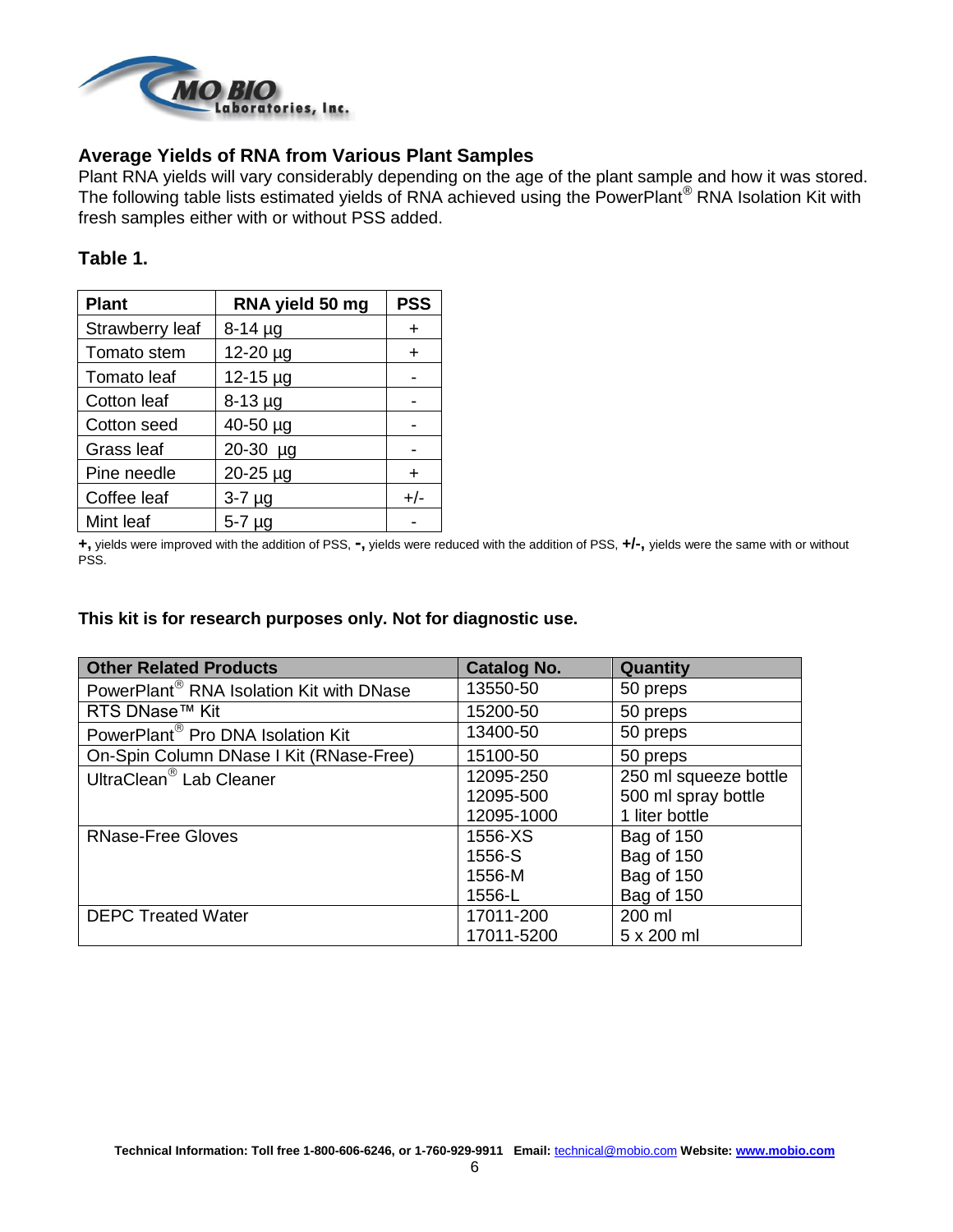## Average Yields of RNA from Various Plant Samples

Plant RNA yields will vary considerably depending on the age of the plant sample and how it was stored. The following table lists estimated yields of RNA achieved using the PowerPlant® RNA Isolation Kit with fresh samples either with or without PSS added.

### Table 1.

| Plant | RNA yield 50 mg | PSS |
|---|---|---|
| Strawberry leaf | 8-14 µg | + |
| Tomato stem | 12-20 µg | + |
| Tomato leaf | 12-15 µg | - |
| Cotton leaf | 8-13 µg | - |
| Cotton seed | 40-50 µg | - |
| Grass leaf | 20-30 µg | - |
| Pine needle | 20-25 µg | + |
| Coffee leaf | 3-7 µg | +/- |
| Mint leaf | 5-7 µg | - |

**+,** yields were improved with the addition of PSS, **-,** yields were reduced with the addition of PSS, **+/-,** yields were the same with or without PSS.

**This kit is for research purposes only. Not for diagnostic use.**

| Other Related Products | Catalog No. | Quantity |
|---|---|---|
| PowerPlant® RNA Isolation Kit with DNase | 13550-50 | 50 preps |
| RTS DNase™ Kit | 15200-50 | 50 preps |
| PowerPlant® Pro DNA Isolation Kit | 13400-50 | 50 preps |
| On-Spin Column DNase I Kit (RNase-Free) | 15100-50 | 50 preps |
| UltraClean® Lab Cleaner | 12095-250<br>12095-500<br>12095-1000 | 250 ml squeeze bottle<br>500 ml spray bottle<br>1 liter bottle |
| RNase-Free Gloves | 1556-XS<br>1556-S<br>1556-M<br>1556-L | Bag of 150<br>Bag of 150<br>Bag of 150<br>Bag of 150 |
| DEPC Treated Water | 17011-200<br>17011-5200 | 200 ml<br>5 x 200 ml |

**Technical Information: Toll free 1-800-606-6246, or 1-760-929-9911 Email:** technical@mobio.com **Website: www.mobio.com**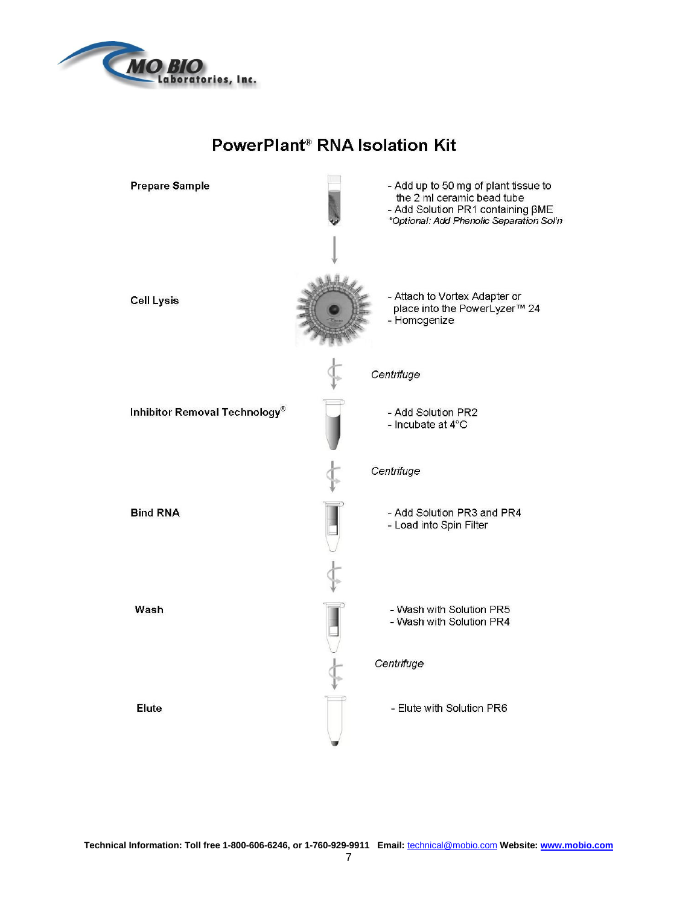# PowerPlant® RNA Isolation Kit

**Prepare Sample**

- Add up to 50 mg of plant tissue to the 2 ml ceramic bead tube
- Add Solution PR1 containing βME

*\*Optional: Add Phenolic Separation Sol'n*

**Cell Lysis**

- Attach to Vortex Adapter or place into the PowerLyzer™ 24
- Homogenize

*Centrifuge*

**Inhibitor Removal Technology®**

- Add Solution PR2
- Incubate at 4°C

*Centrifuge*

**Bind RNA**

- Add Solution PR3 and PR4
- Load into Spin Filter

**Wash**

- Wash with Solution PR5
- Wash with Solution PR4

*Centrifuge*

**Elute**

- Elute with Solution PR6

**Technical Information: Toll free 1-800-606-6246, or 1-760-929-9911 Email:** technical@mobio.com **Website: www.mobio.com**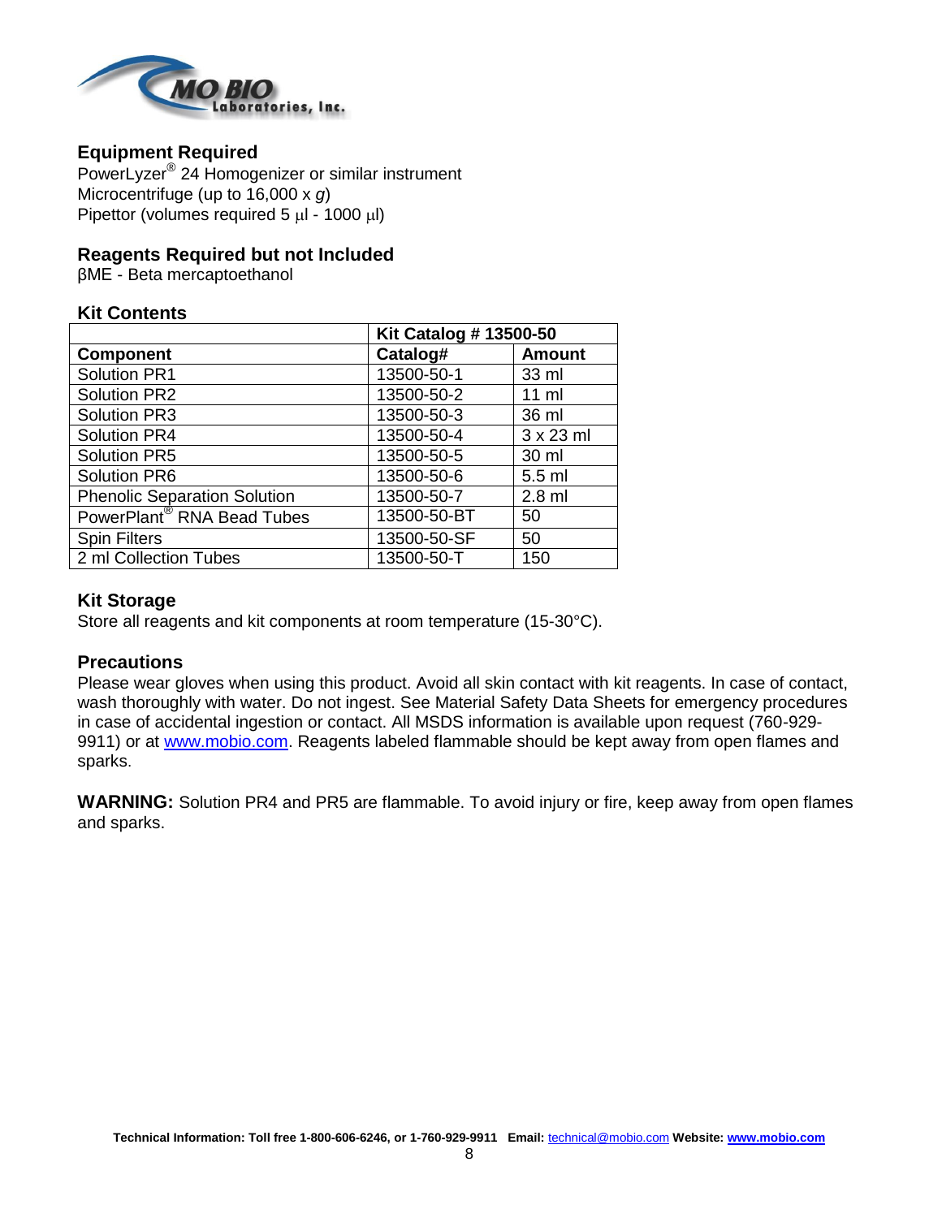## Equipment Required

PowerLyzer® 24 Homogenizer or similar instrument
Microcentrifuge (up to 16,000 x *g*)
Pipettor (volumes required 5 μl - 1000 μl)

## Reagents Required but not Included

βME - Beta mercaptoethanol

## Kit Contents

| | Kit Catalog # 13500-50 | |
|---|---|---|
| **Component** | **Catalog#** | **Amount** |
| Solution PR1 | 13500-50-1 | 33 ml |
| Solution PR2 | 13500-50-2 | 11 ml |
| Solution PR3 | 13500-50-3 | 36 ml |
| Solution PR4 | 13500-50-4 | 3 x 23 ml |
| Solution PR5 | 13500-50-5 | 30 ml |
| Solution PR6 | 13500-50-6 | 5.5 ml |
| Phenolic Separation Solution | 13500-50-7 | 2.8 ml |
| PowerPlant® RNA Bead Tubes | 13500-50-BT | 50 |
| Spin Filters | 13500-50-SF | 50 |
| 2 ml Collection Tubes | 13500-50-T | 150 |

## Kit Storage

Store all reagents and kit components at room temperature (15-30°C).

## Precautions

Please wear gloves when using this product. Avoid all skin contact with kit reagents. In case of contact, wash thoroughly with water. Do not ingest. See Material Safety Data Sheets for emergency procedures in case of accidental ingestion or contact. All MSDS information is available upon request (760-929-9911) or at www.mobio.com. Reagents labeled flammable should be kept away from open flames and sparks.

**WARNING:** Solution PR4 and PR5 are flammable. To avoid injury or fire, keep away from open flames and sparks.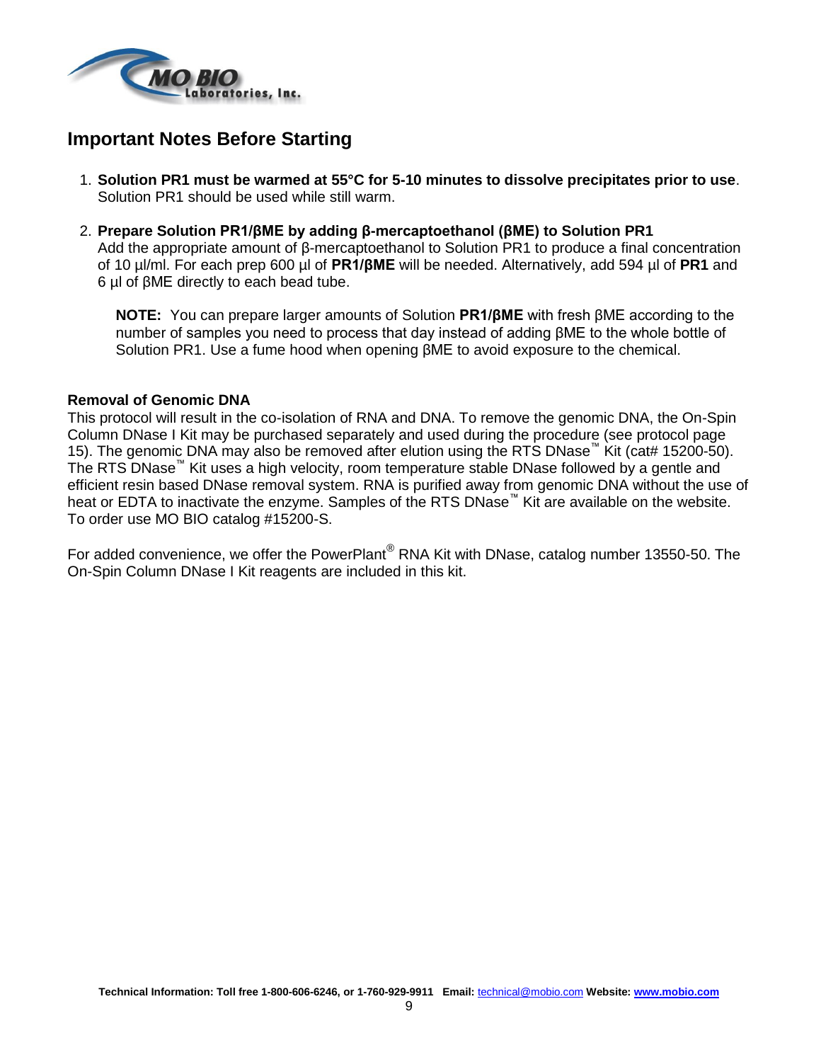## Important Notes Before Starting

1. **Solution PR1 must be warmed at 55°C for 5-10 minutes to dissolve precipitates prior to use**. Solution PR1 should be used while still warm.

2. **Prepare Solution PR1/βME by adding β-mercaptoethanol (βME) to Solution PR1**
   Add the appropriate amount of β-mercaptoethanol to Solution PR1 to produce a final concentration of 10 µl/ml. For each prep 600 µl of **PR1/βME** will be needed. Alternatively, add 594 µl of **PR1** and 6 µl of βME directly to each bead tube.

   **NOTE:** You can prepare larger amounts of Solution **PR1/βME** with fresh βME according to the number of samples you need to process that day instead of adding βME to the whole bottle of Solution PR1. Use a fume hood when opening βME to avoid exposure to the chemical.

**Removal of Genomic DNA**
This protocol will result in the co-isolation of RNA and DNA. To remove the genomic DNA, the On-Spin Column DNase I Kit may be purchased separately and used during the procedure (see protocol page 15). The genomic DNA may also be removed after elution using the RTS DNase™ Kit (cat# 15200-50). The RTS DNase™ Kit uses a high velocity, room temperature stable DNase followed by a gentle and efficient resin based DNase removal system. RNA is purified away from genomic DNA without the use of heat or EDTA to inactivate the enzyme. Samples of the RTS DNase™ Kit are available on the website. To order use MO BIO catalog #15200-S.

For added convenience, we offer the PowerPlant® RNA Kit with DNase, catalog number 13550-50. The On-Spin Column DNase I Kit reagents are included in this kit.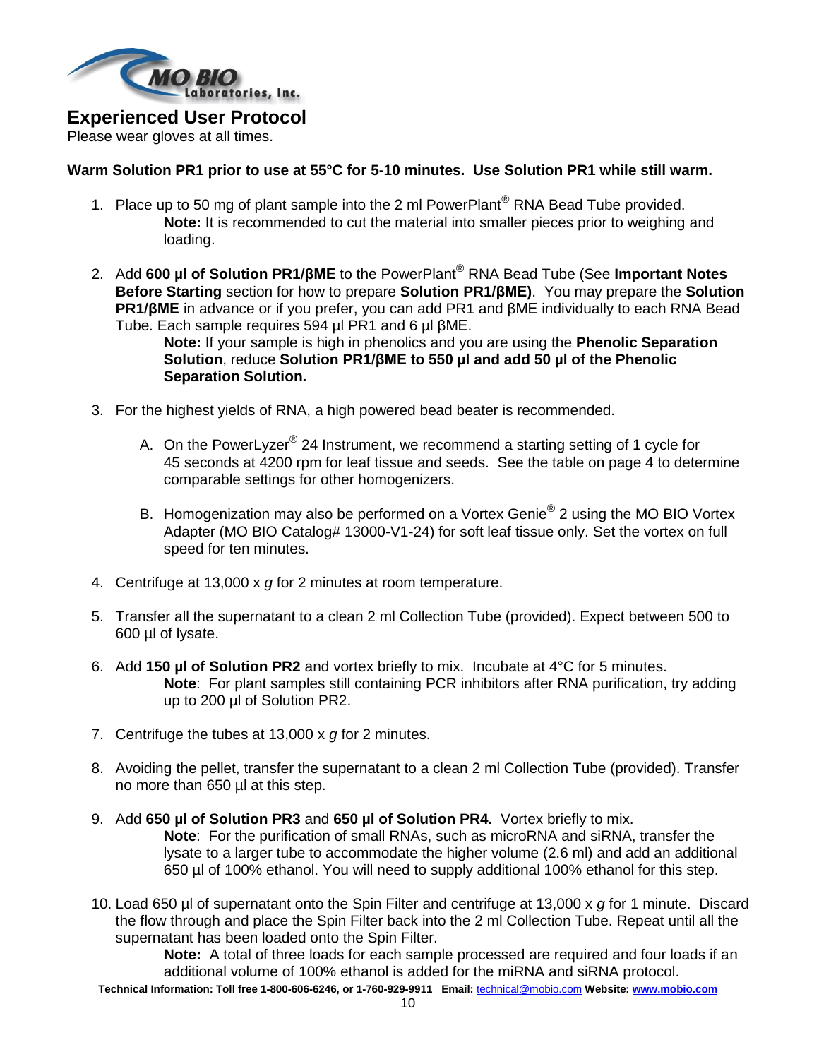## Experienced User Protocol

Please wear gloves at all times.

**Warm Solution PR1 prior to use at 55°C for 5-10 minutes. Use Solution PR1 while still warm.**

1. Place up to 50 mg of plant sample into the 2 ml PowerPlant® RNA Bead Tube provided.
   **Note:** It is recommended to cut the material into smaller pieces prior to weighing and loading.

2. Add **600 µl of Solution PR1/βME** to the PowerPlant® RNA Bead Tube (See **Important Notes Before Starting** section for how to prepare **Solution PR1/βME)**. You may prepare the **Solution PR1/βME** in advance or if you prefer, you can add PR1 and βME individually to each RNA Bead Tube. Each sample requires 594 µl PR1 and 6 µl βME.
   **Note:** If your sample is high in phenolics and you are using the **Phenolic Separation Solution**, reduce **Solution PR1/βME to 550 µl and add 50 µl of the Phenolic Separation Solution.**

3. For the highest yields of RNA, a high powered bead beater is recommended.

   A. On the PowerLyzer® 24 Instrument, we recommend a starting setting of 1 cycle for 45 seconds at 4200 rpm for leaf tissue and seeds. See the table on page 4 to determine comparable settings for other homogenizers.

   B. Homogenization may also be performed on a Vortex Genie® 2 using the MO BIO Vortex Adapter (MO BIO Catalog# 13000-V1-24) for soft leaf tissue only. Set the vortex on full speed for ten minutes.

4. Centrifuge at 13,000 x *g* for 2 minutes at room temperature.

5. Transfer all the supernatant to a clean 2 ml Collection Tube (provided). Expect between 500 to 600 µl of lysate.

6. Add **150 µl of Solution PR2** and vortex briefly to mix. Incubate at 4°C for 5 minutes.
   **Note**: For plant samples still containing PCR inhibitors after RNA purification, try adding up to 200 µl of Solution PR2.

7. Centrifuge the tubes at 13,000 x *g* for 2 minutes.

8. Avoiding the pellet, transfer the supernatant to a clean 2 ml Collection Tube (provided). Transfer no more than 650 µl at this step.

9. Add **650 µl of Solution PR3** and **650 µl of Solution PR4.** Vortex briefly to mix.
   **Note**: For the purification of small RNAs, such as microRNA and siRNA, transfer the lysate to a larger tube to accommodate the higher volume (2.6 ml) and add an additional 650 µl of 100% ethanol. You will need to supply additional 100% ethanol for this step.

10. Load 650 µl of supernatant onto the Spin Filter and centrifuge at 13,000 x *g* for 1 minute. Discard the flow through and place the Spin Filter back into the 2 ml Collection Tube. Repeat until all the supernatant has been loaded onto the Spin Filter.
    **Note:** A total of three loads for each sample processed are required and four loads if an additional volume of 100% ethanol is added for the miRNA and siRNA protocol.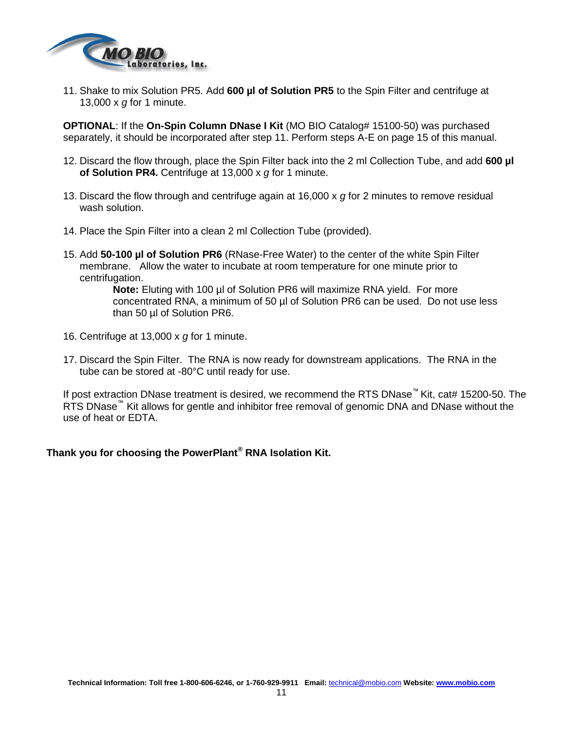11. Shake to mix Solution PR5. Add **600 µl of Solution PR5** to the Spin Filter and centrifuge at 13,000 x *g* for 1 minute.

**OPTIONAL**: If the **On-Spin Column DNase I Kit** (MO BIO Catalog# 15100-50) was purchased separately, it should be incorporated after step 11. Perform steps A-E on page 15 of this manual.

12. Discard the flow through, place the Spin Filter back into the 2 ml Collection Tube, and add **600 µl of Solution PR4.** Centrifuge at 13,000 x *g* for 1 minute.

13. Discard the flow through and centrifuge again at 16,000 x *g* for 2 minutes to remove residual wash solution.

14. Place the Spin Filter into a clean 2 ml Collection Tube (provided).

15. Add **50-100 µl of Solution PR6** (RNase-Free Water) to the center of the white Spin Filter membrane. Allow the water to incubate at room temperature for one minute prior to centrifugation.

    **Note:** Eluting with 100 µl of Solution PR6 will maximize RNA yield. For more concentrated RNA, a minimum of 50 µl of Solution PR6 can be used. Do not use less than 50 µl of Solution PR6.

16. Centrifuge at 13,000 x *g* for 1 minute.

17. Discard the Spin Filter. The RNA is now ready for downstream applications. The RNA in the tube can be stored at -80°C until ready for use.

If post extraction DNase treatment is desired, we recommend the RTS DNase™ Kit, cat# 15200-50. The RTS DNase™ Kit allows for gentle and inhibitor free removal of genomic DNA and DNase without the use of heat or EDTA.

**Thank you for choosing the PowerPlant® RNA Isolation Kit.**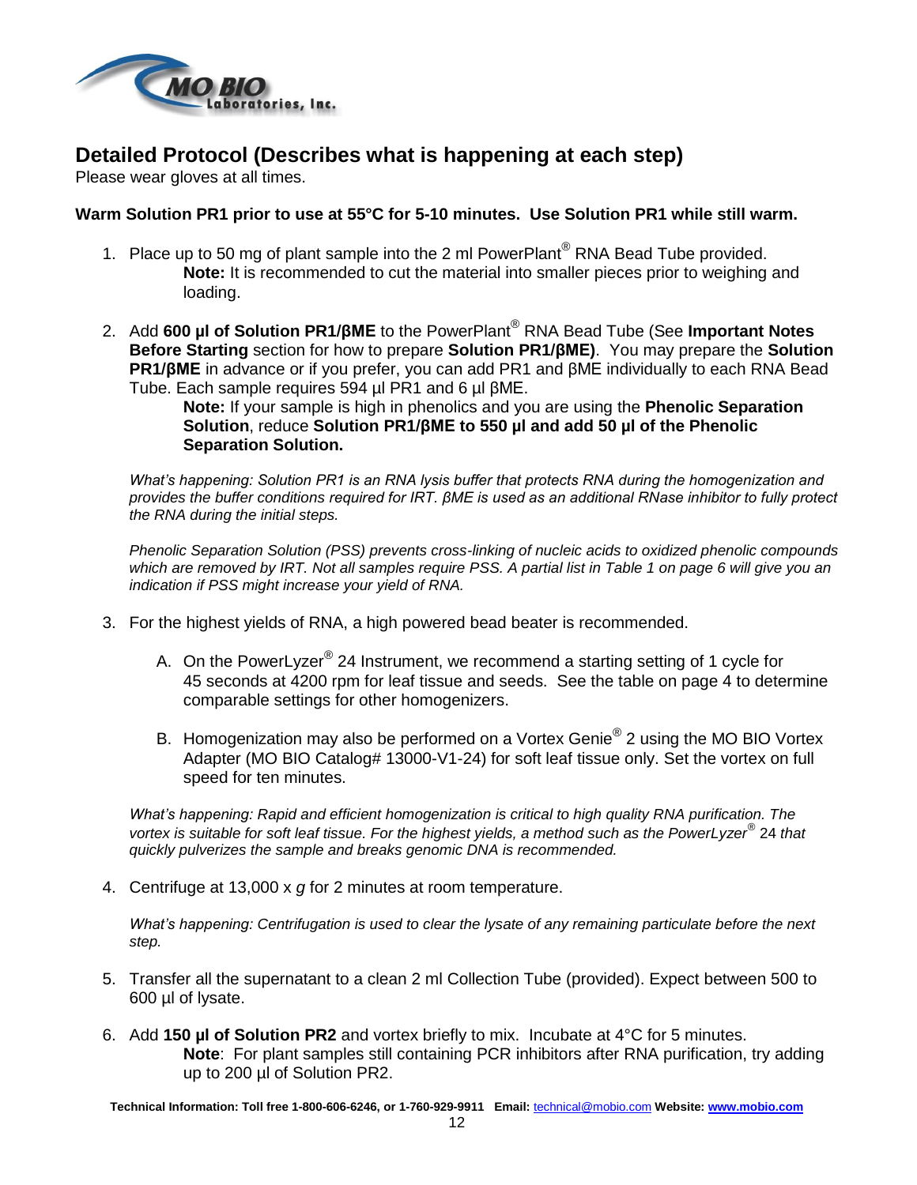## Detailed Protocol (Describes what is happening at each step)

Please wear gloves at all times.

**Warm Solution PR1 prior to use at 55°C for 5-10 minutes. Use Solution PR1 while still warm.**

1. Place up to 50 mg of plant sample into the 2 ml PowerPlant® RNA Bead Tube provided.
   **Note:** It is recommended to cut the material into smaller pieces prior to weighing and loading.

2. Add **600 µl of Solution PR1/βME** to the PowerPlant® RNA Bead Tube (See **Important Notes Before Starting** section for how to prepare **Solution PR1/βME)**. You may prepare the **Solution PR1/βME** in advance or if you prefer, you can add PR1 and βME individually to each RNA Bead Tube. Each sample requires 594 µl PR1 and 6 µl βME.
   **Note:** If your sample is high in phenolics and you are using the **Phenolic Separation Solution**, reduce **Solution PR1/βME to 550 µl and add 50 µl of the Phenolic Separation Solution.**

   *What's happening: Solution PR1 is an RNA lysis buffer that protects RNA during the homogenization and provides the buffer conditions required for IRT. βME is used as an additional RNase inhibitor to fully protect the RNA during the initial steps.*

   *Phenolic Separation Solution (PSS) prevents cross-linking of nucleic acids to oxidized phenolic compounds which are removed by IRT. Not all samples require PSS. A partial list in Table 1 on page 6 will give you an indication if PSS might increase your yield of RNA.*

3. For the highest yields of RNA, a high powered bead beater is recommended.

   A. On the PowerLyzer® 24 Instrument, we recommend a starting setting of 1 cycle for 45 seconds at 4200 rpm for leaf tissue and seeds. See the table on page 4 to determine comparable settings for other homogenizers.

   B. Homogenization may also be performed on a Vortex Genie® 2 using the MO BIO Vortex Adapter (MO BIO Catalog# 13000-V1-24) for soft leaf tissue only. Set the vortex on full speed for ten minutes.

   *What's happening: Rapid and efficient homogenization is critical to high quality RNA purification. The vortex is suitable for soft leaf tissue. For the highest yields, a method such as the PowerLyzer® 24 that quickly pulverizes the sample and breaks genomic DNA is recommended.*

4. Centrifuge at 13,000 x *g* for 2 minutes at room temperature.

   *What's happening: Centrifugation is used to clear the lysate of any remaining particulate before the next step.*

5. Transfer all the supernatant to a clean 2 ml Collection Tube (provided). Expect between 500 to 600 µl of lysate.

6. Add **150 µl of Solution PR2** and vortex briefly to mix. Incubate at 4°C for 5 minutes.
   **Note**: For plant samples still containing PCR inhibitors after RNA purification, try adding up to 200 µl of Solution PR2.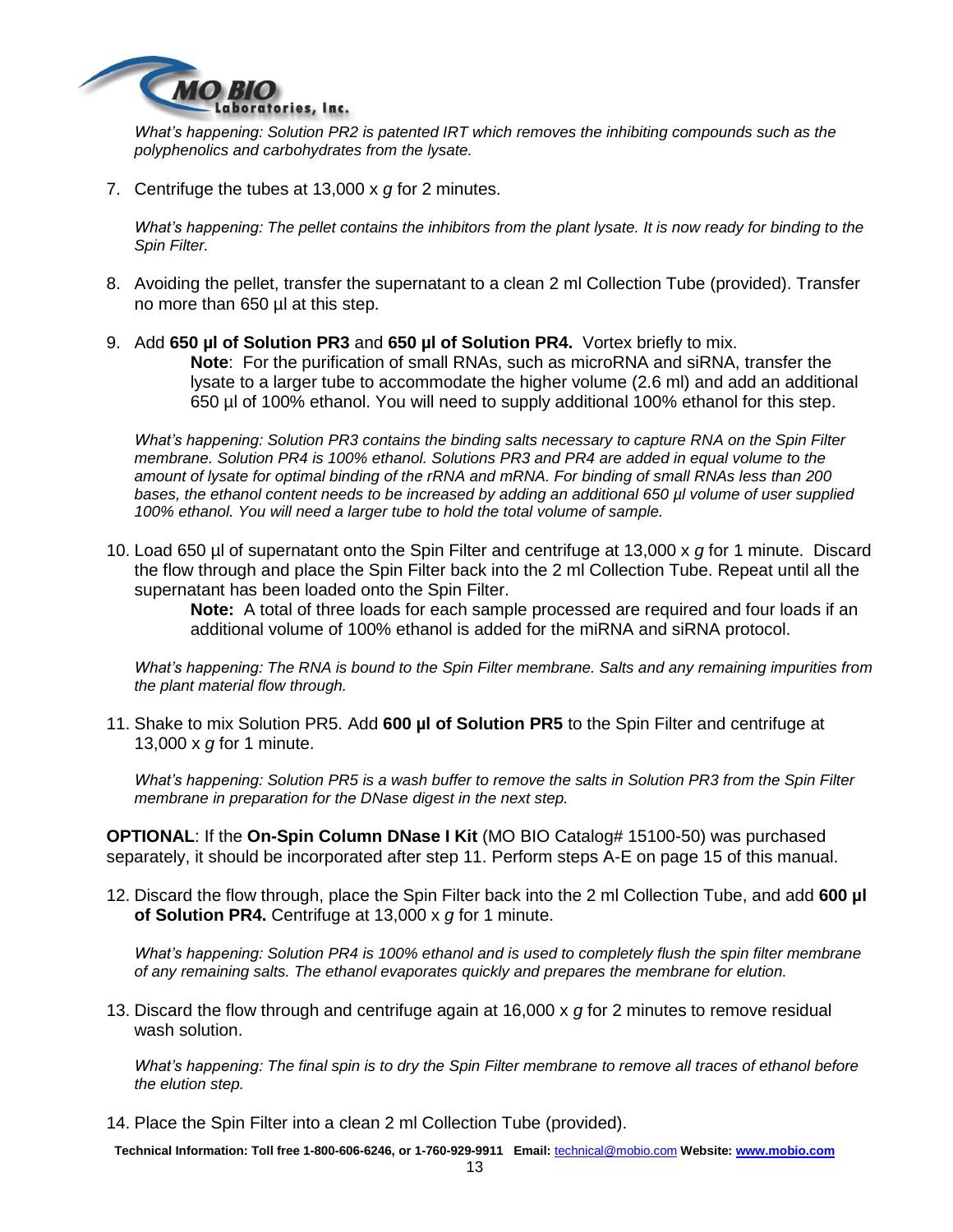*What's happening: Solution PR2 is patented IRT which removes the inhibiting compounds such as the polyphenolics and carbohydrates from the lysate.*

7. Centrifuge the tubes at 13,000 x *g* for 2 minutes.

   *What's happening: The pellet contains the inhibitors from the plant lysate. It is now ready for binding to the Spin Filter.*

8. Avoiding the pellet, transfer the supernatant to a clean 2 ml Collection Tube (provided). Transfer no more than 650 µl at this step.

9. Add **650 µl of Solution PR3** and **650 µl of Solution PR4.** Vortex briefly to mix.

   **Note**: For the purification of small RNAs, such as microRNA and siRNA, transfer the lysate to a larger tube to accommodate the higher volume (2.6 ml) and add an additional 650 µl of 100% ethanol. You will need to supply additional 100% ethanol for this step.

   *What's happening: Solution PR3 contains the binding salts necessary to capture RNA on the Spin Filter membrane. Solution PR4 is 100% ethanol. Solutions PR3 and PR4 are added in equal volume to the amount of lysate for optimal binding of the rRNA and mRNA. For binding of small RNAs less than 200 bases, the ethanol content needs to be increased by adding an additional 650 µl volume of user supplied 100% ethanol. You will need a larger tube to hold the total volume of sample.*

10. Load 650 µl of supernatant onto the Spin Filter and centrifuge at 13,000 x *g* for 1 minute. Discard the flow through and place the Spin Filter back into the 2 ml Collection Tube. Repeat until all the supernatant has been loaded onto the Spin Filter.

    **Note:** A total of three loads for each sample processed are required and four loads if an additional volume of 100% ethanol is added for the miRNA and siRNA protocol.

    *What's happening: The RNA is bound to the Spin Filter membrane. Salts and any remaining impurities from the plant material flow through.*

11. Shake to mix Solution PR5. Add **600 µl of Solution PR5** to the Spin Filter and centrifuge at 13,000 x *g* for 1 minute.

    *What's happening: Solution PR5 is a wash buffer to remove the salts in Solution PR3 from the Spin Filter membrane in preparation for the DNase digest in the next step.*

**OPTIONAL**: If the **On-Spin Column DNase I Kit** (MO BIO Catalog# 15100-50) was purchased separately, it should be incorporated after step 11. Perform steps A-E on page 15 of this manual.

12. Discard the flow through, place the Spin Filter back into the 2 ml Collection Tube, and add **600 µl of Solution PR4.** Centrifuge at 13,000 x *g* for 1 minute.

    *What's happening: Solution PR4 is 100% ethanol and is used to completely flush the spin filter membrane of any remaining salts. The ethanol evaporates quickly and prepares the membrane for elution.*

13. Discard the flow through and centrifuge again at 16,000 x *g* for 2 minutes to remove residual wash solution.

    *What's happening: The final spin is to dry the Spin Filter membrane to remove all traces of ethanol before the elution step.*

14. Place the Spin Filter into a clean 2 ml Collection Tube (provided).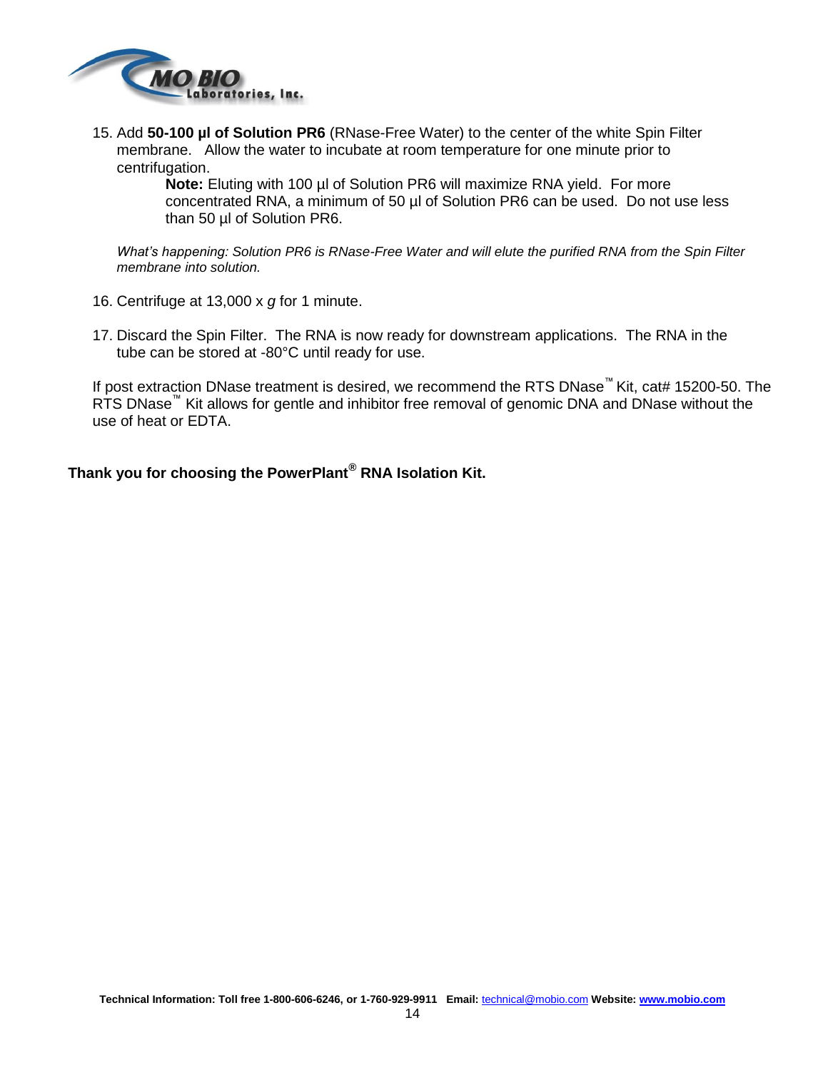15. Add **50-100 µl of Solution PR6** (RNase-Free Water) to the center of the white Spin Filter membrane. Allow the water to incubate at room temperature for one minute prior to centrifugation.

    **Note:** Eluting with 100 µl of Solution PR6 will maximize RNA yield. For more concentrated RNA, a minimum of 50 µl of Solution PR6 can be used. Do not use less than 50 µl of Solution PR6.

    *What's happening: Solution PR6 is RNase-Free Water and will elute the purified RNA from the Spin Filter membrane into solution.*

16. Centrifuge at 13,000 x *g* for 1 minute.

17. Discard the Spin Filter. The RNA is now ready for downstream applications. The RNA in the tube can be stored at -80°C until ready for use.

If post extraction DNase treatment is desired, we recommend the RTS DNase™ Kit, cat# 15200-50. The RTS DNase™ Kit allows for gentle and inhibitor free removal of genomic DNA and DNase without the use of heat or EDTA.

**Thank you for choosing the PowerPlant® RNA Isolation Kit.**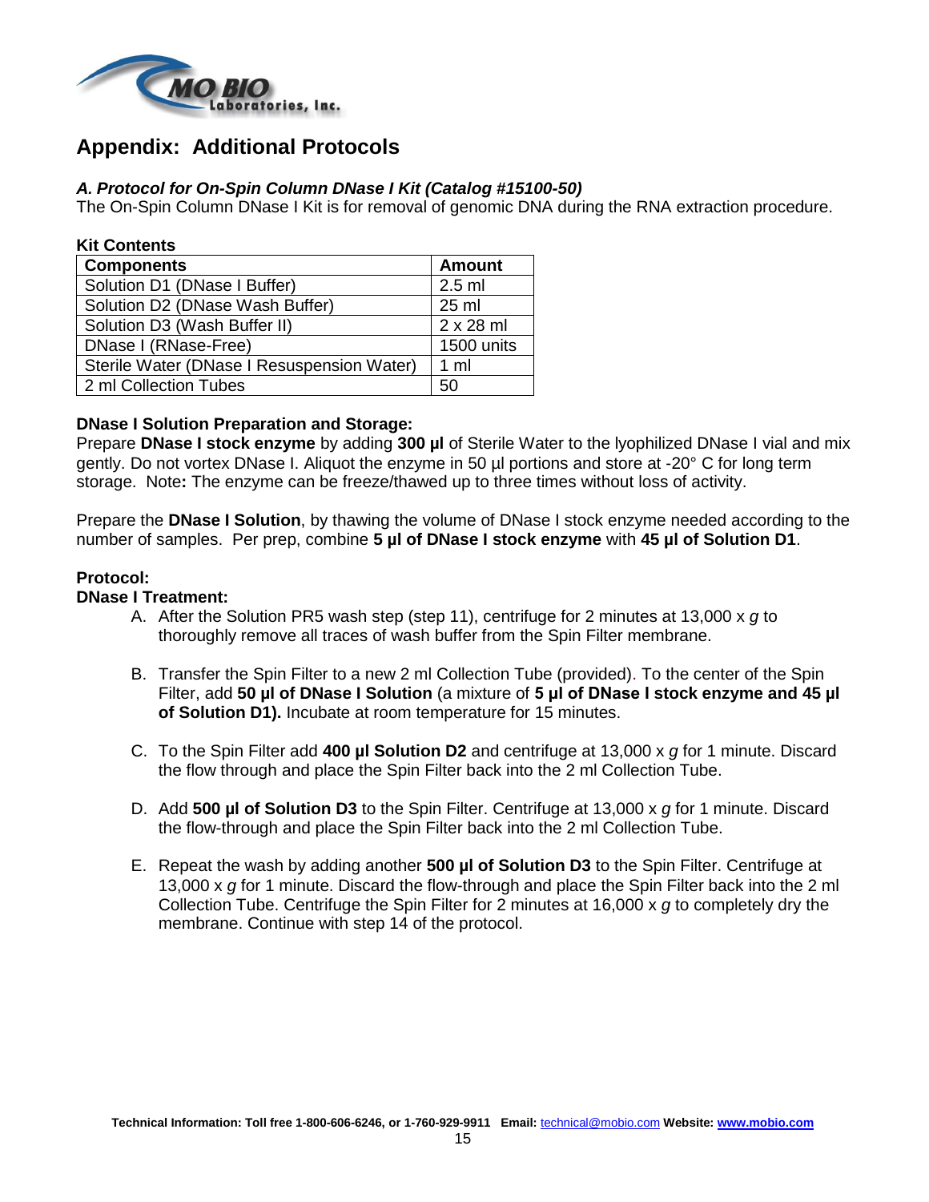## Appendix: Additional Protocols

### *A. Protocol for On-Spin Column DNase I Kit (Catalog #15100-50)*

The On-Spin Column DNase I Kit is for removal of genomic DNA during the RNA extraction procedure.

**Kit Contents**

| Components | Amount |
|---|---|
| Solution D1 (DNase I Buffer) | 2.5 ml |
| Solution D2 (DNase Wash Buffer) | 25 ml |
| Solution D3 (Wash Buffer II) | 2 x 28 ml |
| DNase I (RNase-Free) | 1500 units |
| Sterile Water (DNase I Resuspension Water) | 1 ml |
| 2 ml Collection Tubes | 50 |

**DNase I Solution Preparation and Storage:**

Prepare **DNase I stock enzyme** by adding **300 µl** of Sterile Water to the lyophilized DNase I vial and mix gently. Do not vortex DNase I. Aliquot the enzyme in 50 µl portions and store at -20° C for long term storage. Note**:** The enzyme can be freeze/thawed up to three times without loss of activity.

Prepare the **DNase I Solution**, by thawing the volume of DNase I stock enzyme needed according to the number of samples. Per prep, combine **5 µl of DNase I stock enzyme** with **45 µl of Solution D1**.

**Protocol:**

**DNase I Treatment:**

A. After the Solution PR5 wash step (step 11), centrifuge for 2 minutes at 13,000 x *g* to thoroughly remove all traces of wash buffer from the Spin Filter membrane.

B. Transfer the Spin Filter to a new 2 ml Collection Tube (provided). To the center of the Spin Filter, add **50 µl of DNase I Solution** (a mixture of **5 µl of DNase I stock enzyme and 45 µl of Solution D1).** Incubate at room temperature for 15 minutes.

C. To the Spin Filter add **400 µl Solution D2** and centrifuge at 13,000 x *g* for 1 minute. Discard the flow through and place the Spin Filter back into the 2 ml Collection Tube.

D. Add **500 µl of Solution D3** to the Spin Filter. Centrifuge at 13,000 x *g* for 1 minute. Discard the flow-through and place the Spin Filter back into the 2 ml Collection Tube.

E. Repeat the wash by adding another **500 µl of Solution D3** to the Spin Filter. Centrifuge at 13,000 x *g* for 1 minute. Discard the flow-through and place the Spin Filter back into the 2 ml Collection Tube. Centrifuge the Spin Filter for 2 minutes at 16,000 x *g* to completely dry the membrane. Continue with step 14 of the protocol.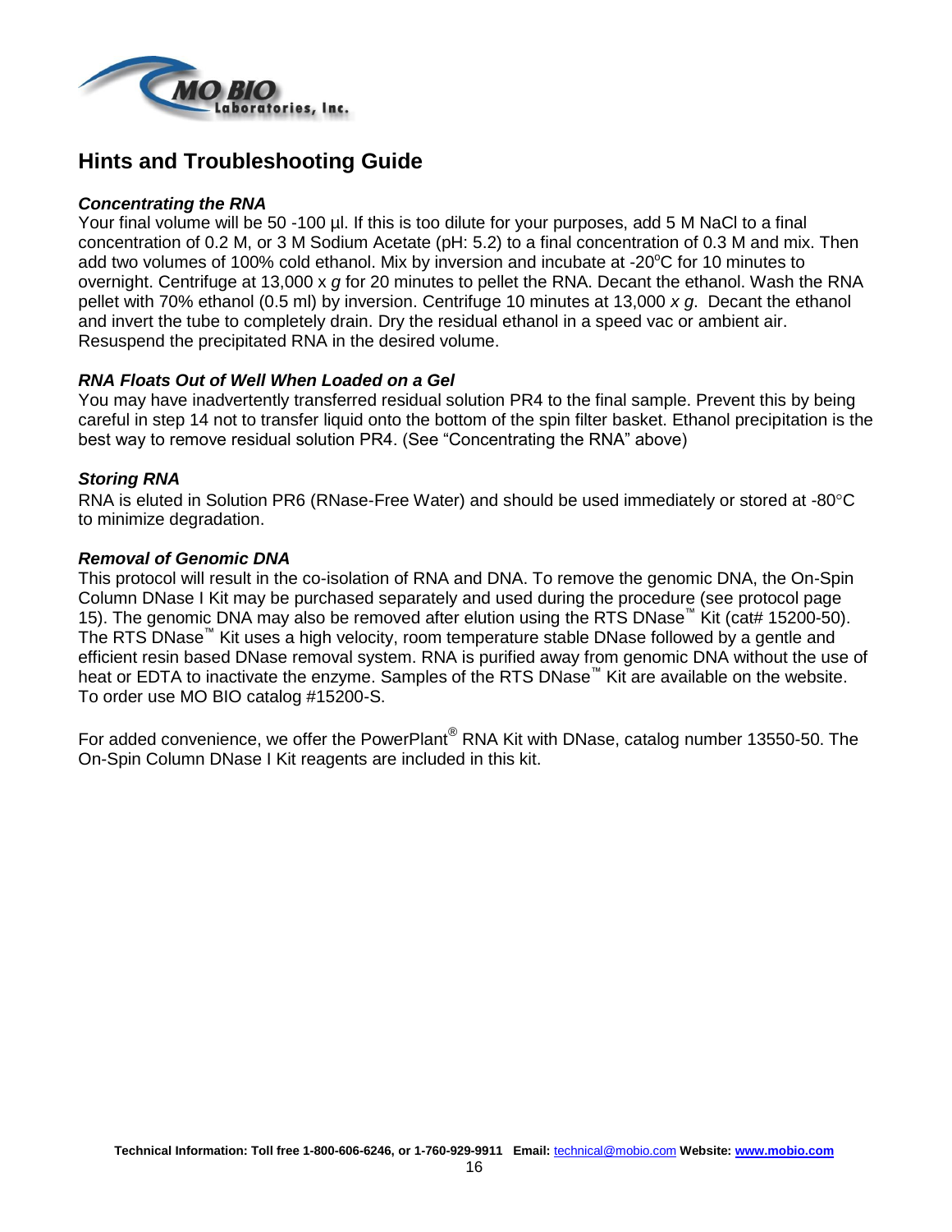## Hints and Troubleshooting Guide

### *Concentrating the RNA*

Your final volume will be 50 -100 µl. If this is too dilute for your purposes, add 5 M NaCl to a final concentration of 0.2 M, or 3 M Sodium Acetate (pH: 5.2) to a final concentration of 0.3 M and mix. Then add two volumes of 100% cold ethanol. Mix by inversion and incubate at -20°C for 10 minutes to overnight. Centrifuge at 13,000 x *g* for 20 minutes to pellet the RNA. Decant the ethanol. Wash the RNA pellet with 70% ethanol (0.5 ml) by inversion. Centrifuge 10 minutes at 13,000 *x g*. Decant the ethanol and invert the tube to completely drain. Dry the residual ethanol in a speed vac or ambient air. Resuspend the precipitated RNA in the desired volume.

### *RNA Floats Out of Well When Loaded on a Gel*

You may have inadvertently transferred residual solution PR4 to the final sample. Prevent this by being careful in step 14 not to transfer liquid onto the bottom of the spin filter basket. Ethanol precipitation is the best way to remove residual solution PR4. (See "Concentrating the RNA" above)

### *Storing RNA*

RNA is eluted in Solution PR6 (RNase-Free Water) and should be used immediately or stored at -80°C to minimize degradation.

### *Removal of Genomic DNA*

This protocol will result in the co-isolation of RNA and DNA. To remove the genomic DNA, the On-Spin Column DNase I Kit may be purchased separately and used during the procedure (see protocol page 15). The genomic DNA may also be removed after elution using the RTS DNase™ Kit (cat# 15200-50). The RTS DNase™ Kit uses a high velocity, room temperature stable DNase followed by a gentle and efficient resin based DNase removal system. RNA is purified away from genomic DNA without the use of heat or EDTA to inactivate the enzyme. Samples of the RTS DNase™ Kit are available on the website. To order use MO BIO catalog #15200-S.

For added convenience, we offer the PowerPlant® RNA Kit with DNase, catalog number 13550-50. The On-Spin Column DNase I Kit reagents are included in this kit.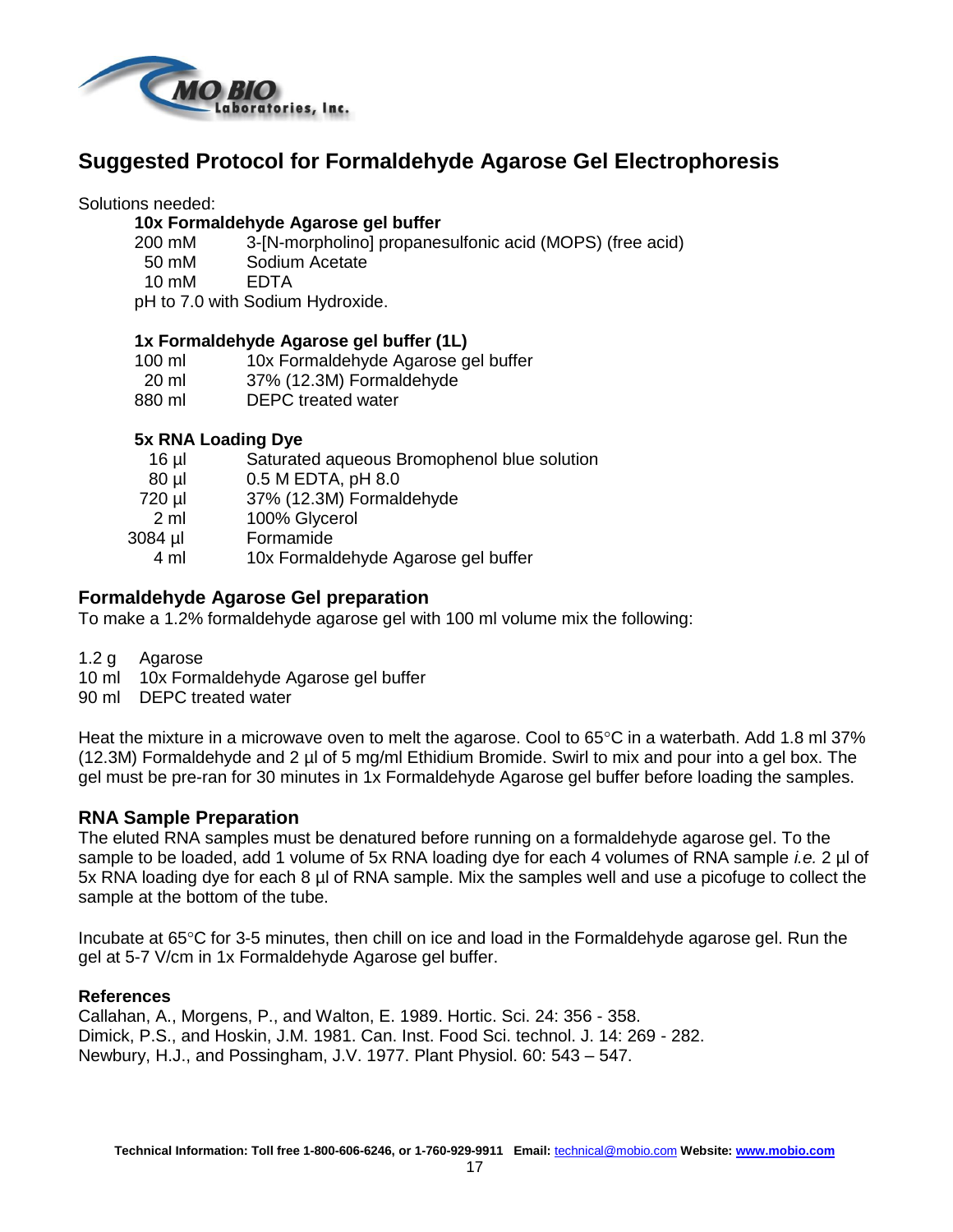## Suggested Protocol for Formaldehyde Agarose Gel Electrophoresis

Solutions needed:

**10x Formaldehyde Agarose gel buffer**

| | |
|---|---|
| 200 mM | 3-[N-morpholino] propanesulfonic acid (MOPS) (free acid) |
| 50 mM | Sodium Acetate |
| 10 mM | EDTA |

pH to 7.0 with Sodium Hydroxide.

**1x Formaldehyde Agarose gel buffer (1L)**

| | |
|---|---|
| 100 ml | 10x Formaldehyde Agarose gel buffer |
| 20 ml | 37% (12.3M) Formaldehyde |
| 880 ml | DEPC treated water |

**5x RNA Loading Dye**

| | |
|---|---|
| 16 µl | Saturated aqueous Bromophenol blue solution |
| 80 µl | 0.5 M EDTA, pH 8.0 |
| 720 µl | 37% (12.3M) Formaldehyde |
| 2 ml | 100% Glycerol |
| 3084 µl | Formamide |
| 4 ml | 10x Formaldehyde Agarose gel buffer |

### Formaldehyde Agarose Gel preparation

To make a 1.2% formaldehyde agarose gel with 100 ml volume mix the following:

| | |
|---|---|
| 1.2 g | Agarose |
| 10 ml | 10x Formaldehyde Agarose gel buffer |
| 90 ml | DEPC treated water |

Heat the mixture in a microwave oven to melt the agarose. Cool to 65°C in a waterbath. Add 1.8 ml 37% (12.3M) Formaldehyde and 2 µl of 5 mg/ml Ethidium Bromide. Swirl to mix and pour into a gel box. The gel must be pre-ran for 30 minutes in 1x Formaldehyde Agarose gel buffer before loading the samples.

### RNA Sample Preparation

The eluted RNA samples must be denatured before running on a formaldehyde agarose gel. To the sample to be loaded, add 1 volume of 5x RNA loading dye for each 4 volumes of RNA sample *i.e.* 2 µl of 5x RNA loading dye for each 8 µl of RNA sample. Mix the samples well and use a picofuge to collect the sample at the bottom of the tube.

Incubate at 65°C for 3-5 minutes, then chill on ice and load in the Formaldehyde agarose gel. Run the gel at 5-7 V/cm in 1x Formaldehyde Agarose gel buffer.

**References**

Callahan, A., Morgens, P., and Walton, E. 1989. Hortic. Sci. 24: 356 - 358.
Dimick, P.S., and Hoskin, J.M. 1981. Can. Inst. Food Sci. technol. J. 14: 269 - 282.
Newbury, H.J., and Possingham, J.V. 1977. Plant Physiol. 60: 543 – 547.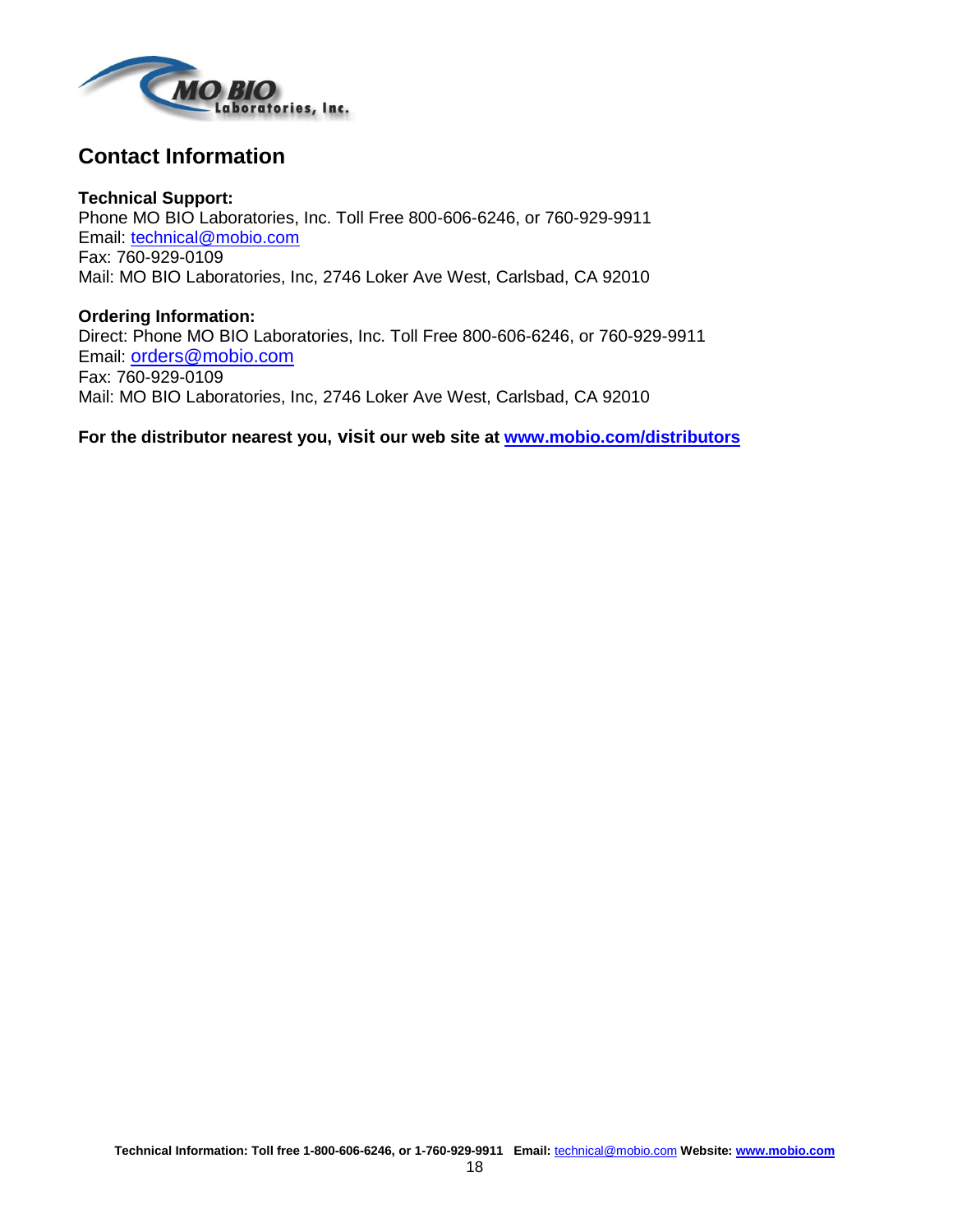## Contact Information

**Technical Support:**
Phone MO BIO Laboratories, Inc. Toll Free 800-606-6246, or 760-929-9911
Email: technical@mobio.com
Fax: 760-929-0109
Mail: MO BIO Laboratories, Inc, 2746 Loker Ave West, Carlsbad, CA 92010

**Ordering Information:**
Direct: Phone MO BIO Laboratories, Inc. Toll Free 800-606-6246, or 760-929-9911
Email: orders@mobio.com
Fax: 760-929-0109
Mail: MO BIO Laboratories, Inc, 2746 Loker Ave West, Carlsbad, CA 92010

**For the distributor nearest you, visit our web site at www.mobio.com/distributors**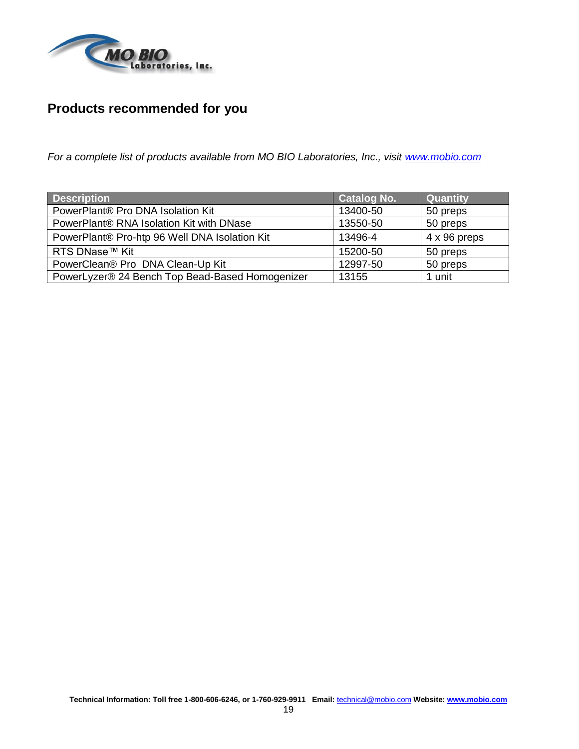## Products recommended for you

*For a complete list of products available from MO BIO Laboratories, Inc., visit www.mobio.com*

| Description | Catalog No. | Quantity |
|---|---|---|
| PowerPlant® Pro DNA Isolation Kit | 13400-50 | 50 preps |
| PowerPlant® RNA Isolation Kit with DNase | 13550-50 | 50 preps |
| PowerPlant® Pro-htp 96 Well DNA Isolation Kit | 13496-4 | 4 x 96 preps |
| RTS DNase™ Kit | 15200-50 | 50 preps |
| PowerClean® Pro DNA Clean-Up Kit | 12997-50 | 50 preps |
| PowerLyzer® 24 Bench Top Bead-Based Homogenizer | 13155 | 1 unit |